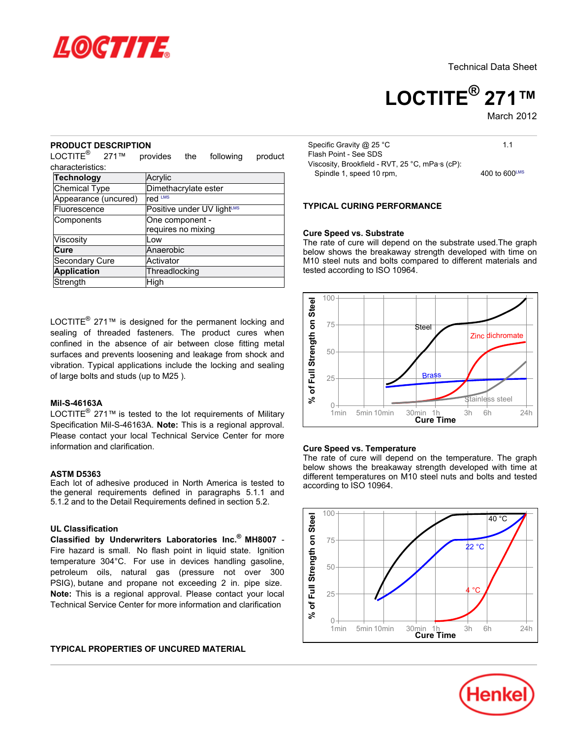Technical Data Sheet

# LOCTITE® 271™

March 2012

## PRODUCT DESCRIPTION

LOCTITE® 271™ provides the following product characteristics:

| | |
|---|---|
| **Technology** | Acrylic |
| Chemical Type | Dimethacrylate ester |
| Appearance (uncured) | red LMS |
| Fluorescence | Positive under UV light LMS |
| Components | One component - requires no mixing |
| Viscosity | Low |
| **Cure** | Anaerobic |
| Secondary Cure | Activator |
| **Application** | Threadlocking |
| Strength | High |

LOCTITE® 271™ is designed for the permanent locking and sealing of threaded fasteners. The product cures when confined in the absence of air between close fitting metal surfaces and prevents loosening and leakage from shock and vibration. Typical applications include the locking and sealing of large bolts and studs (up to M25 ).

### Mil-S-46163A

LOCTITE® 271™ is tested to the lot requirements of Military Specification Mil-S-46163A. **Note:** This is a regional approval. Please contact your local Technical Service Center for more information and clarification.

### ASTM D5363

Each lot of adhesive produced in North America is tested to the general requirements defined in paragraphs 5.1.1 and 5.1.2 and to the Detail Requirements defined in section 5.2.

### UL Classification

**Classified by Underwriters Laboratories Inc.® MH8007** - Fire hazard is small. No flash point in liquid state. Ignition temperature 304°C. For use in devices handling gasoline, petroleum oils, natural gas (pressure not over 300 PSIG), butane and propane not exceeding 2 in. pipe size. **Note:** This is a regional approval. Please contact your local Technical Service Center for more information and clarification

## TYPICAL PROPERTIES OF UNCURED MATERIAL

| | |
|---|---|
| Specific Gravity @ 25 °C | 1.1 |
| Flash Point - See SDS | |
| Viscosity, Brookfield - RVT, 25 °C, mPa·s (cP): | |
| Spindle 1, speed 10 rpm, | 400 to 600 LMS |

## TYPICAL CURING PERFORMANCE

### Cure Speed vs. Substrate

The rate of cure will depend on the substrate used.The graph below shows the breakaway strength developed with time on M10 steel nuts and bolts compared to different materials and tested according to ISO 10964.

% of Full Strength on Steel
100
75
50
25
0
1min
5min 10min
30min 1h
3h
6h
24h
Cure Time
Steel
Zinc dichromate
Brass
Stainless steel

### Cure Speed vs. Temperature

The rate of cure will depend on the temperature. The graph below shows the breakaway strength developed with time at different temperatures on M10 steel nuts and bolts and tested according to ISO 10964.

% of Full Strength on Steel
100
75
50
25
0
1min
5min 10min
30min 1h
3h
6h
24h
Cure Time
40 °C
22 °C
4 °C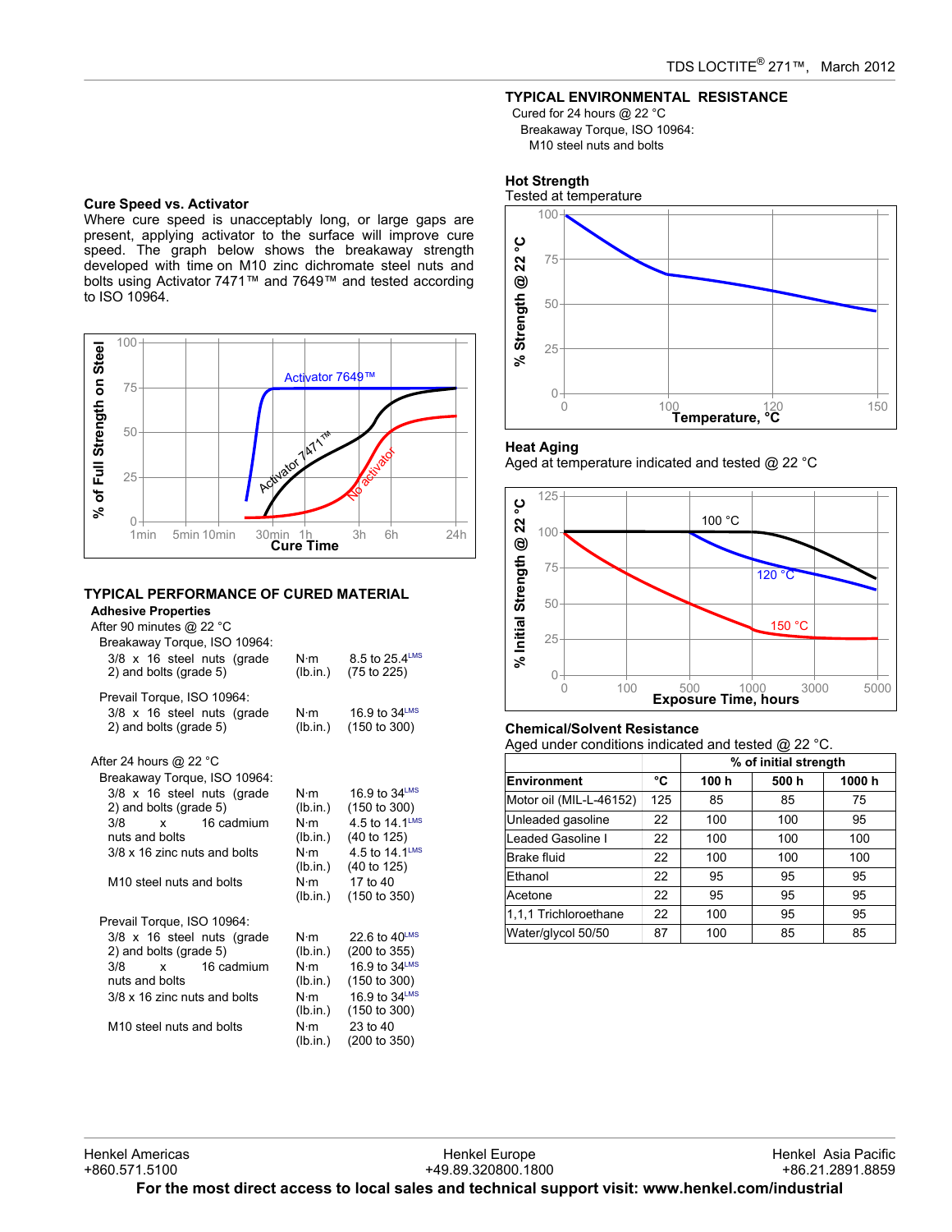### Cure Speed vs. Activator

Where cure speed is unacceptably long, or large gaps are present, applying activator to the surface will improve cure speed. The graph below shows the breakaway strength developed with time on M10 zinc dichromate steel nuts and bolts using Activator 7471™ and 7649™ and tested according to ISO 10964.

% of Full Strength on Steel
100
75
50
25
0
1min 5min 10min 30min 1h 3h 6h 24h
Cure Time
Activator 7649™
Activator 7471™
No activator

## TYPICAL PERFORMANCE OF CURED MATERIAL

### Adhesive Properties

After 90 minutes @ 22 °C

Breakaway Torque, ISO 10964:

| | | |
|---|---|---|
| 3/8 x 16 steel nuts (grade 2) and bolts (grade 5) | N·m<br>(lb.in.) | 8.5 to 25.4[LMS]<br>(75 to 225) |

Prevail Torque, ISO 10964:

| | | |
|---|---|---|
| 3/8 x 16 steel nuts (grade 2) and bolts (grade 5) | N·m<br>(lb.in.) | 16.9 to 34[LMS]<br>(150 to 300) |

After 24 hours @ 22 °C

Breakaway Torque, ISO 10964:

| | | |
|---|---|---|
| 3/8 x 16 steel nuts (grade 2) and bolts (grade 5) | N·m<br>(lb.in.) | 16.9 to 34[LMS]<br>(150 to 300) |
| 3/8 x 16 cadmium nuts and bolts | N·m<br>(lb.in.) | 4.5 to 14.1[LMS]<br>(40 to 125) |
| 3/8 x 16 zinc nuts and bolts | N·m<br>(lb.in.) | 4.5 to 14.1[LMS]<br>(40 to 125) |
| M10 steel nuts and bolts | N·m<br>(lb.in.) | 17 to 40<br>(150 to 350) |

Prevail Torque, ISO 10964:

| | | |
|---|---|---|
| 3/8 x 16 steel nuts (grade 2) and bolts (grade 5) | N·m<br>(lb.in.) | 22.6 to 40[LMS]<br>(200 to 355) |
| 3/8 x 16 cadmium nuts and bolts | N·m<br>(lb.in.) | 16.9 to 34[LMS]<br>(150 to 300) |
| 3/8 x 16 zinc nuts and bolts | N·m<br>(lb.in.) | 16.9 to 34[LMS]<br>(150 to 300) |
| M10 steel nuts and bolts | N·m<br>(lb.in.) | 23 to 40<br>(200 to 350) |

## TYPICAL ENVIRONMENTAL RESISTANCE

Cured for 24 hours @ 22 °C

Breakaway Torque, ISO 10964:

M10 steel nuts and bolts

### Hot Strength

Tested at temperature

% Strength @ 22 °C
100
75
50
25
0
0 100 120 150
Temperature, °C

### Heat Aging

Aged at temperature indicated and tested @ 22 °C

% Initial Strength @ 22 °C
125
100
75
50
25
0
0 100 500 1000 3000 5000
Exposure Time, hours
100 °C
120 °C
150 °C

### Chemical/Solvent Resistance

Aged under conditions indicated and tested @ 22 °C.

| | | % of initial strength | | |
|---|---|---|---|---|
| **Environment** | **°C** | **100 h** | **500 h** | **1000 h** |
| Motor oil (MIL-L-46152) | 125 | 85 | 85 | 75 |
| Unleaded gasoline | 22 | 100 | 100 | 95 |
| Leaded Gasoline I | 22 | 100 | 100 | 100 |
| Brake fluid | 22 | 100 | 100 | 100 |
| Ethanol | 22 | 95 | 95 | 95 |
| Acetone | 22 | 95 | 95 | 95 |
| 1,1,1 Trichloroethane | 22 | 100 | 95 | 95 |
| Water/glycol 50/50 | 87 | 100 | 85 | 85 |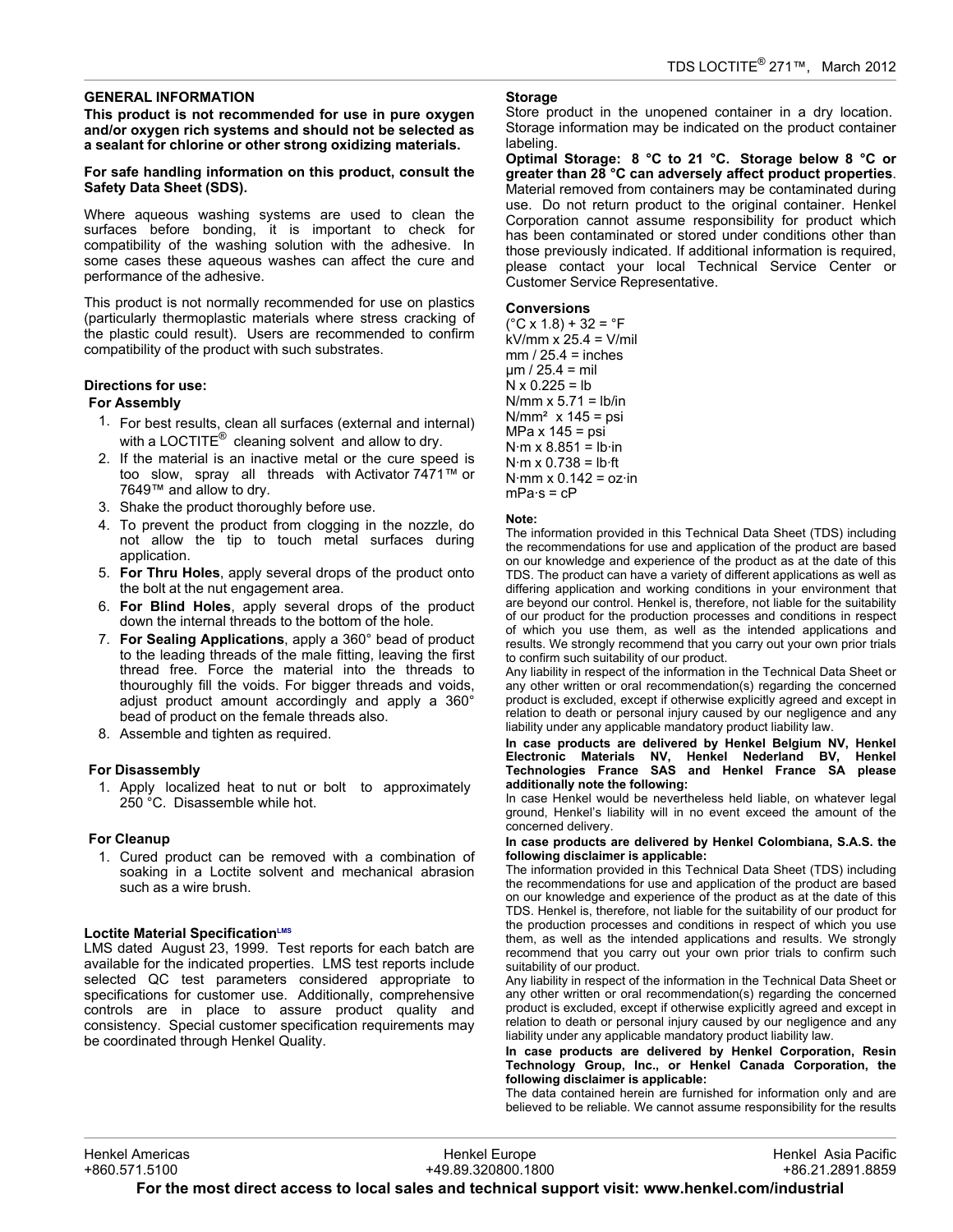## GENERAL INFORMATION

**This product is not recommended for use in pure oxygen and/or oxygen rich systems and should not be selected as a sealant for chlorine or other strong oxidizing materials.**

**For safe handling information on this product, consult the Safety Data Sheet (SDS).**

Where aqueous washing systems are used to clean the surfaces before bonding, it is important to check for compatibility of the washing solution with the adhesive. In some cases these aqueous washes can affect the cure and performance of the adhesive.

This product is not normally recommended for use on plastics (particularly thermoplastic materials where stress cracking of the plastic could result). Users are recommended to confirm compatibility of the product with such substrates.

### Directions for use:

#### For Assembly

1. For best results, clean all surfaces (external and internal) with a LOCTITE® cleaning solvent and allow to dry.
2. If the material is an inactive metal or the cure speed is too slow, spray all threads with Activator 7471™ or 7649™ and allow to dry.
3. Shake the product thoroughly before use.
4. To prevent the product from clogging in the nozzle, do not allow the tip to touch metal surfaces during application.
5. **For Thru Holes**, apply several drops of the product onto the bolt at the nut engagement area.
6. **For Blind Holes**, apply several drops of the product down the internal threads to the bottom of the hole.
7. **For Sealing Applications**, apply a 360° bead of product to the leading threads of the male fitting, leaving the first thread free. Force the material into the threads to thouroughly fill the voids. For bigger threads and voids, adjust product amount accordingly and apply a 360° bead of product on the female threads also.
8. Assemble and tighten as required.

#### For Disassembly

1. Apply localized heat to nut or bolt to approximately 250 °C. Disassemble while hot.

#### For Cleanup

1. Cured product can be removed with a combination of soaking in a Loctite solvent and mechanical abrasion such as a wire brush.

### Loctite Material Specification[LMS]

LMS dated August 23, 1999. Test reports for each batch are available for the indicated properties. LMS test reports include selected QC test parameters considered appropriate to specifications for customer use. Additionally, comprehensive controls are in place to assure product quality and consistency. Special customer specification requirements may be coordinated through Henkel Quality.

### Storage

Store product in the unopened container in a dry location. Storage information may be indicated on the product container labeling.

**Optimal Storage: 8 °C to 21 °C. Storage below 8 °C or greater than 28 °C can adversely affect product properties**. Material removed from containers may be contaminated during use. Do not return product to the original container. Henkel Corporation cannot assume responsibility for product which has been contaminated or stored under conditions other than those previously indicated. If additional information is required, please contact your local Technical Service Center or Customer Service Representative.

### Conversions

(°C x 1.8) + 32 = °F
kV/mm x 25.4 = V/mil
mm / 25.4 = inches
µm / 25.4 = mil
N x 0.225 = lb
N/mm x 5.71 = lb/in
N/mm² x 145 = psi
MPa x 145 = psi
N·m x 8.851 = lb·in
N·m x 0.738 = lb·ft
N·mm x 0.142 = oz·in
mPa·s = cP

#### Note:

The information provided in this Technical Data Sheet (TDS) including the recommendations for use and application of the product are based on our knowledge and experience of the product as at the date of this TDS. The product can have a variety of different applications as well as differing application and working conditions in your environment that are beyond our control. Henkel is, therefore, not liable for the suitability of our product for the production processes and conditions in respect of which you use them, as well as the intended applications and results. We strongly recommend that you carry out your own prior trials to confirm such suitability of our product.

Any liability in respect of the information in the Technical Data Sheet or any other written or oral recommendation(s) regarding the concerned product is excluded, except if otherwise explicitly agreed and except in relation to death or personal injury caused by our negligence and any liability under any applicable mandatory product liability law.

**In case products are delivered by Henkel Belgium NV, Henkel Electronic Materials NV, Henkel Nederland BV, Henkel Technologies France SAS and Henkel France SA please additionally note the following:**

In case Henkel would be nevertheless held liable, on whatever legal ground, Henkel's liability will in no event exceed the amount of the concerned delivery.

**In case products are delivered by Henkel Colombiana, S.A.S. the following disclaimer is applicable:**

The information provided in this Technical Data Sheet (TDS) including the recommendations for use and application of the product are based on our knowledge and experience of the product as at the date of this TDS. Henkel is, therefore, not liable for the suitability of our product for the production processes and conditions in respect of which you use them, as well as the intended applications and results. We strongly recommend that you carry out your own prior trials to confirm such suitability of our product.

Any liability in respect of the information in the Technical Data Sheet or any other written or oral recommendation(s) regarding the concerned product is excluded, except if otherwise explicitly agreed and except in relation to death or personal injury caused by our negligence and any liability under any applicable mandatory product liability law.

**In case products are delivered by Henkel Corporation, Resin Technology Group, Inc., or Henkel Canada Corporation, the following disclaimer is applicable:**

The data contained herein are furnished for information only and are believed to be reliable. We cannot assume responsibility for the results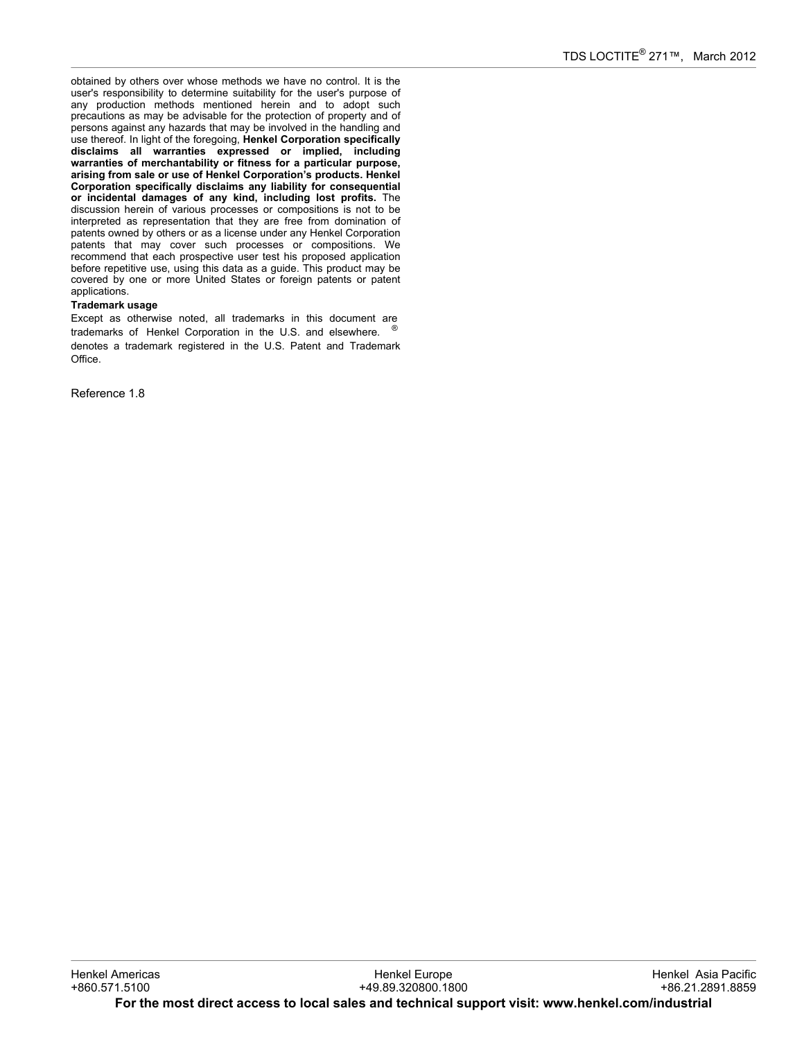obtained by others over whose methods we have no control. It is the user's responsibility to determine suitability for the user's purpose of any production methods mentioned herein and to adopt such precautions as may be advisable for the protection of property and of persons against any hazards that may be involved in the handling and use thereof. In light of the foregoing, **Henkel Corporation specifically disclaims all warranties expressed or implied, including warranties of merchantability or fitness for a particular purpose, arising from sale or use of Henkel Corporation's products. Henkel Corporation specifically disclaims any liability for consequential or incidental damages of any kind, including lost profits.** The discussion herein of various processes or compositions is not to be interpreted as representation that they are free from domination of patents owned by others or as a license under any Henkel Corporation patents that may cover such processes or compositions. We recommend that each prospective user test his proposed application before repetitive use, using this data as a guide. This product may be covered by one or more United States or foreign patents or patent applications.

**Trademark usage**

Except as otherwise noted, all trademarks in this document are trademarks of Henkel Corporation in the U.S. and elsewhere. ® denotes a trademark registered in the U.S. Patent and Trademark Office.

Reference 1.8